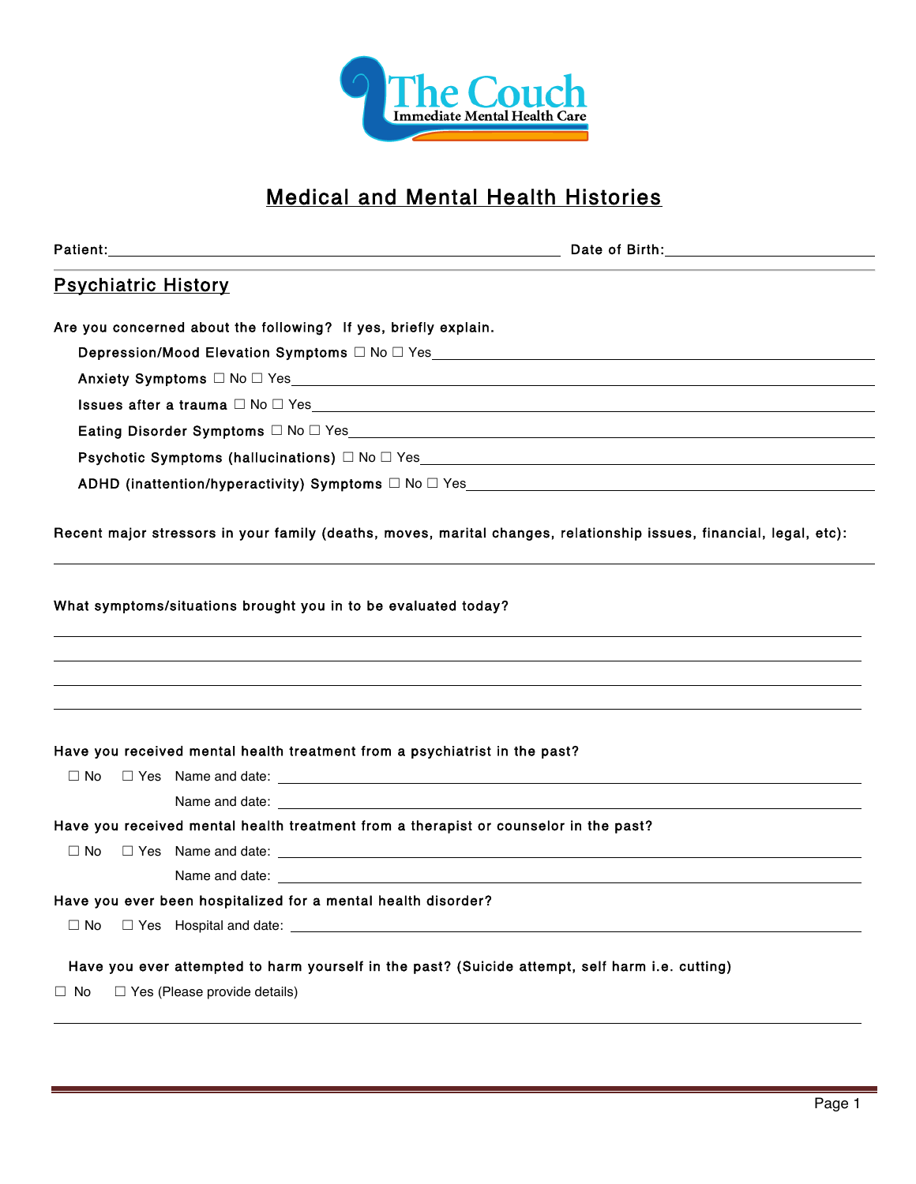The Couch
Immediate Mental Health Care

# Medical and Mental Health Histories

**Patient:** ______________________________ **Date of Birth:** ______________

## Psychiatric History

**Are you concerned about the following? If yes, briefly explain.**

- **Depression/Mood Elevation Symptoms** ☐ No ☐ Yes ______________________
- **Anxiety Symptoms** ☐ No ☐ Yes ______________________
- **Issues after a trauma** ☐ No ☐ Yes ______________________
- **Eating Disorder Symptoms** ☐ No ☐ Yes ______________________
- **Psychotic Symptoms (hallucinations)** ☐ No ☐ Yes ______________________
- **ADHD (inattention/hyperactivity) Symptoms** ☐ No ☐ Yes ______________________

**Recent major stressors in your family (deaths, moves, marital changes, relationship issues, financial, legal, etc):**

______________________________________________________________

**What symptoms/situations brought you in to be evaluated today?**

______________________________________________________________

______________________________________________________________

______________________________________________________________

______________________________________________________________

**Have you received mental health treatment from a psychiatrist in the past?**

☐ No ☐ Yes Name and date: ______________________________

Name and date: ______________________________

**Have you received mental health treatment from a therapist or counselor in the past?**

☐ No ☐ Yes Name and date: ______________________________

Name and date: ______________________________

**Have you ever been hospitalized for a mental health disorder?**

☐ No ☐ Yes Hospital and date: ______________________________

**Have you ever attempted to harm yourself in the past? (Suicide attempt, self harm i.e. cutting)**

☐ No ☐ Yes (Please provide details)

______________________________________________________________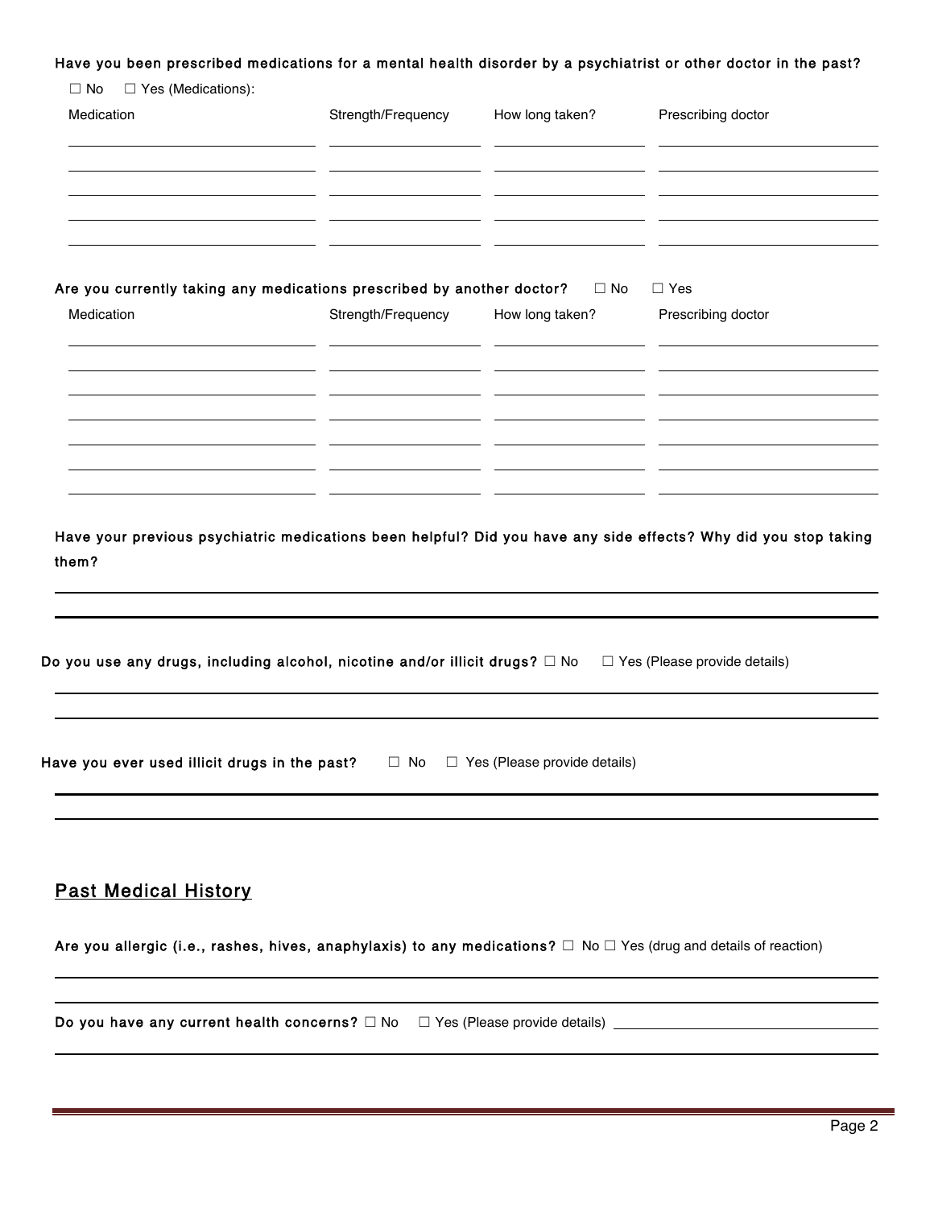**Have you been prescribed medications for a mental health disorder by a psychiatrist or other doctor in the past?**

☐ No ☐ Yes (Medications):

| Medication | Strength/Frequency | How long taken? | Prescribing doctor |
|---|---|---|---|
| | | | |
| | | | |
| | | | |
| | | | |
| | | | |

**Are you currently taking any medications prescribed by another doctor?** ☐ No ☐ Yes

| Medication | Strength/Frequency | How long taken? | Prescribing doctor |
|---|---|---|---|
| | | | |
| | | | |
| | | | |
| | | | |
| | | | |
| | | | |
| | | | |

**Have your previous psychiatric medications been helpful? Did you have any side effects? Why did you stop taking them?**

\_\_\_\_\_\_\_\_\_\_\_\_\_\_\_\_\_\_\_\_\_\_\_\_\_\_\_\_\_\_\_\_\_\_\_\_\_\_\_\_\_\_\_\_\_\_\_\_\_\_\_\_\_\_\_\_\_\_\_\_

\_\_\_\_\_\_\_\_\_\_\_\_\_\_\_\_\_\_\_\_\_\_\_\_\_\_\_\_\_\_\_\_\_\_\_\_\_\_\_\_\_\_\_\_\_\_\_\_\_\_\_\_\_\_\_\_\_\_\_\_

**Do you use any drugs, including alcohol, nicotine and/or illicit drugs?** ☐ No ☐ Yes (Please provide details)

\_\_\_\_\_\_\_\_\_\_\_\_\_\_\_\_\_\_\_\_\_\_\_\_\_\_\_\_\_\_\_\_\_\_\_\_\_\_\_\_\_\_\_\_\_\_\_\_\_\_\_\_\_\_\_\_\_\_\_\_

\_\_\_\_\_\_\_\_\_\_\_\_\_\_\_\_\_\_\_\_\_\_\_\_\_\_\_\_\_\_\_\_\_\_\_\_\_\_\_\_\_\_\_\_\_\_\_\_\_\_\_\_\_\_\_\_\_\_\_\_

**Have you ever used illicit drugs in the past?** ☐ No ☐ Yes (Please provide details)

\_\_\_\_\_\_\_\_\_\_\_\_\_\_\_\_\_\_\_\_\_\_\_\_\_\_\_\_\_\_\_\_\_\_\_\_\_\_\_\_\_\_\_\_\_\_\_\_\_\_\_\_\_\_\_\_\_\_\_\_

\_\_\_\_\_\_\_\_\_\_\_\_\_\_\_\_\_\_\_\_\_\_\_\_\_\_\_\_\_\_\_\_\_\_\_\_\_\_\_\_\_\_\_\_\_\_\_\_\_\_\_\_\_\_\_\_\_\_\_\_

## Past Medical History

**Are you allergic (i.e., rashes, hives, anaphylaxis) to any medications?** ☐ No ☐ Yes (drug and details of reaction)

\_\_\_\_\_\_\_\_\_\_\_\_\_\_\_\_\_\_\_\_\_\_\_\_\_\_\_\_\_\_\_\_\_\_\_\_\_\_\_\_\_\_\_\_\_\_\_\_\_\_\_\_\_\_\_\_\_\_\_\_

\_\_\_\_\_\_\_\_\_\_\_\_\_\_\_\_\_\_\_\_\_\_\_\_\_\_\_\_\_\_\_\_\_\_\_\_\_\_\_\_\_\_\_\_\_\_\_\_\_\_\_\_\_\_\_\_\_\_\_\_

**Do you have any current health concerns?** ☐ No ☐ Yes (Please provide details) \_\_\_\_\_\_\_\_\_\_\_\_\_\_\_\_\_\_\_\_\_\_\_\_\_\_\_\_

\_\_\_\_\_\_\_\_\_\_\_\_\_\_\_\_\_\_\_\_\_\_\_\_\_\_\_\_\_\_\_\_\_\_\_\_\_\_\_\_\_\_\_\_\_\_\_\_\_\_\_\_\_\_\_\_\_\_\_\_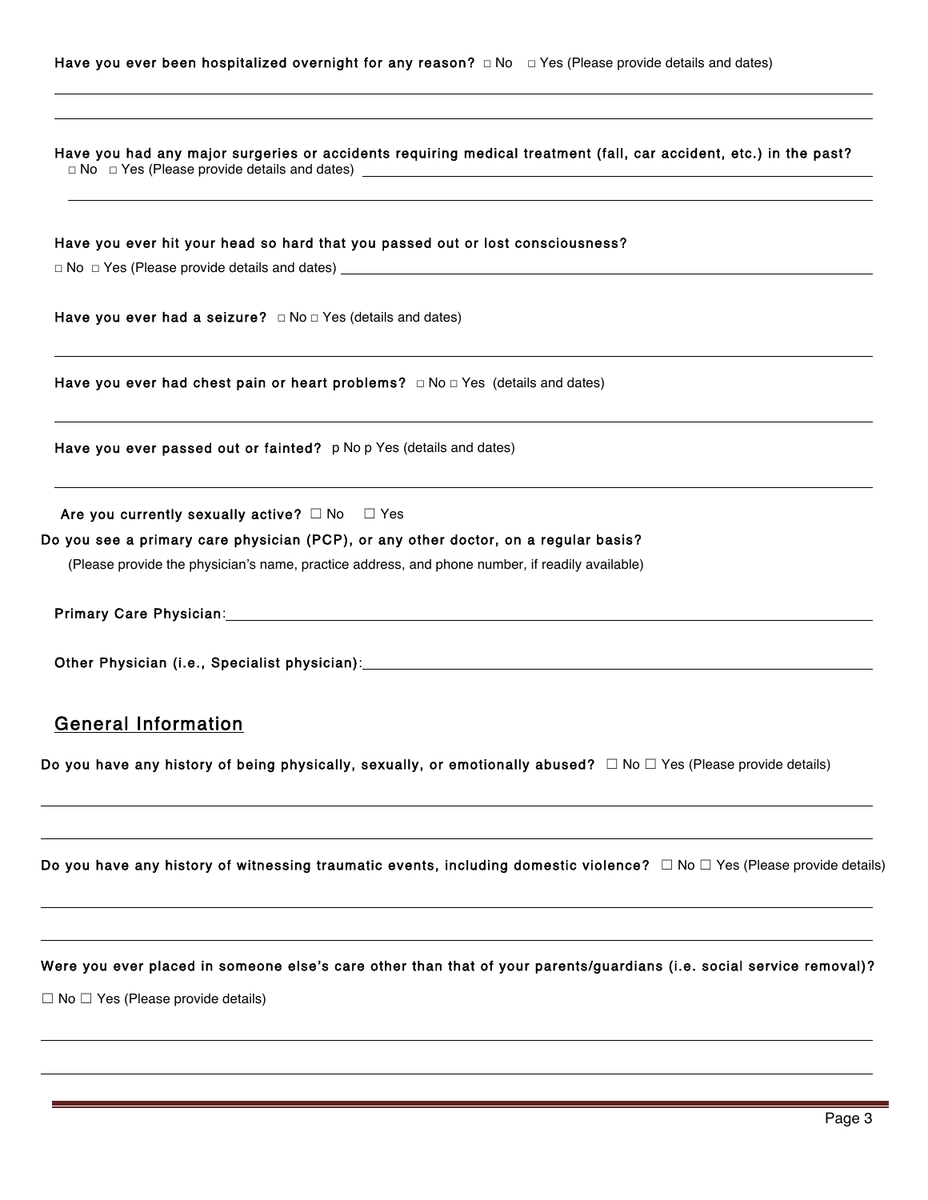**Have you ever been hospitalized overnight for any reason?** □ No □ Yes (Please provide details and dates)

**Have you had any major surgeries or accidents requiring medical treatment (fall, car accident, etc.) in the past?**
□ No □ Yes (Please provide details and dates)

**Have you ever hit your head so hard that you passed out or lost consciousness?**

□ No □ Yes (Please provide details and dates)

**Have you ever had a seizure?** □ No □ Yes (details and dates)

**Have you ever had chest pain or heart problems?** □ No □ Yes (details and dates)

**Have you ever passed out or fainted?** p No p Yes (details and dates)

**Are you currently sexually active?** ☐ No ☐ Yes

**Do you see a primary care physician (PCP), or any other doctor, on a regular basis?**

(Please provide the physician's name, practice address, and phone number, if readily available)

**Primary Care Physician**:

**Other Physician (i.e., Specialist physician)**:

## General Information

**Do you have any history of being physically, sexually, or emotionally abused?** ☐ No ☐ Yes (Please provide details)

**Do you have any history of witnessing traumatic events, including domestic violence?** ☐ No ☐ Yes (Please provide details)

**Were you ever placed in someone else's care other than that of your parents/guardians (i.e. social service removal)?**

☐ No ☐ Yes (Please provide details)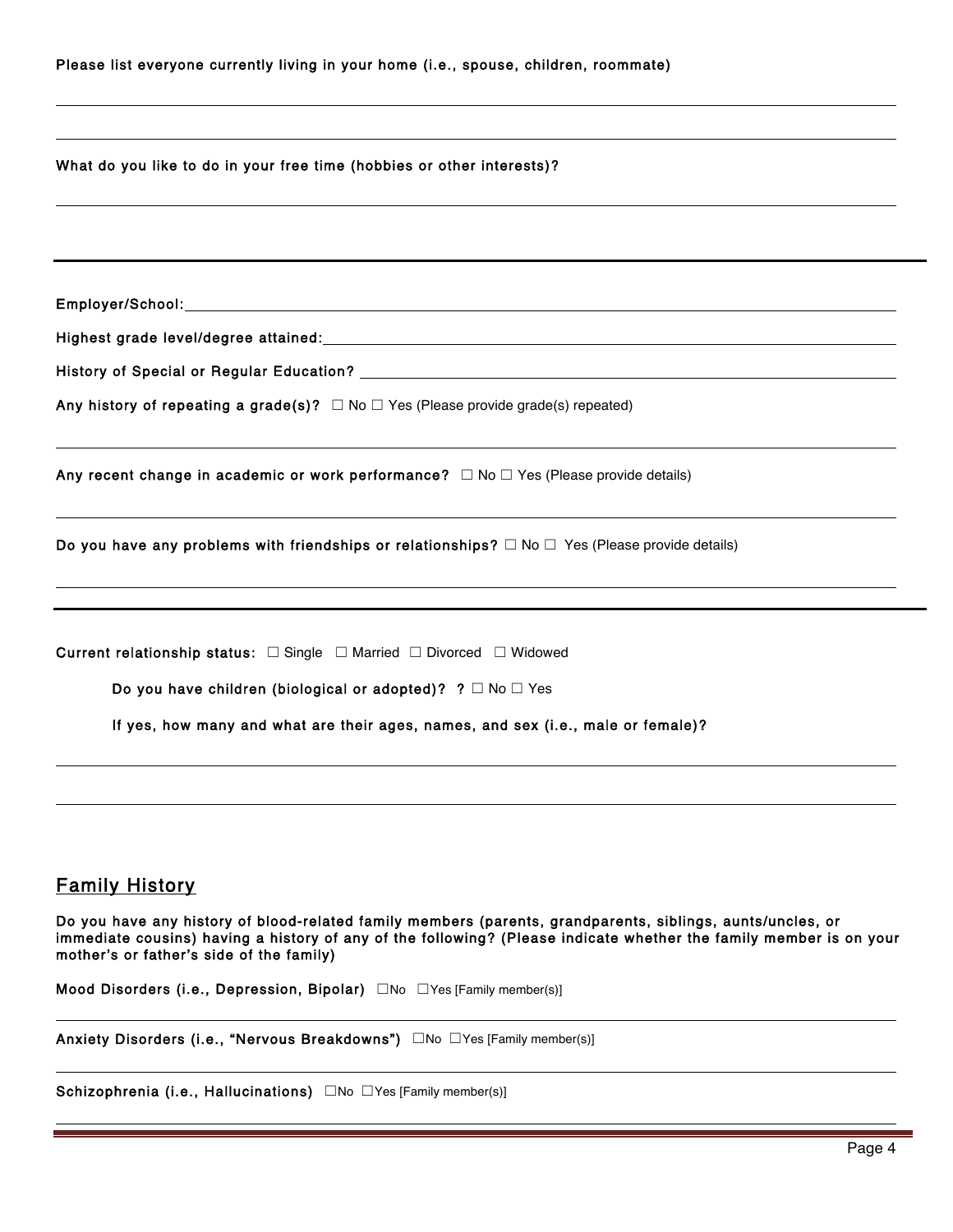**Please list everyone currently living in your home (i.e., spouse, children, roommate)**

**What do you like to do in your free time (hobbies or other interests)?**

---

**Employer/School:**

**Highest grade level/degree attained:**

**History of Special or Regular Education?**

**Any history of repeating a grade(s)?** ☐ No ☐ Yes (Please provide grade(s) repeated)

**Any recent change in academic or work performance?** ☐ No ☐ Yes (Please provide details)

**Do you have any problems with friendships or relationships?** ☐ No ☐ Yes (Please provide details)

---

**Current relationship status:** ☐ Single ☐ Married ☐ Divorced ☐ Widowed

**Do you have children (biological or adopted)? ?** ☐ No ☐ Yes

**If yes, how many and what are their ages, names, and sex (i.e., male or female)?**

## Family History

**Do you have any history of blood-related family members (parents, grandparents, siblings, aunts/uncles, or immediate cousins) having a history of any of the following? (Please indicate whether the family member is on your mother's or father's side of the family)**

**Mood Disorders (i.e., Depression, Bipolar)** ☐No ☐Yes [Family member(s)]

**Anxiety Disorders (i.e., "Nervous Breakdowns")** ☐No ☐Yes [Family member(s)]

**Schizophrenia (i.e., Hallucinations)** ☐No ☐Yes [Family member(s)]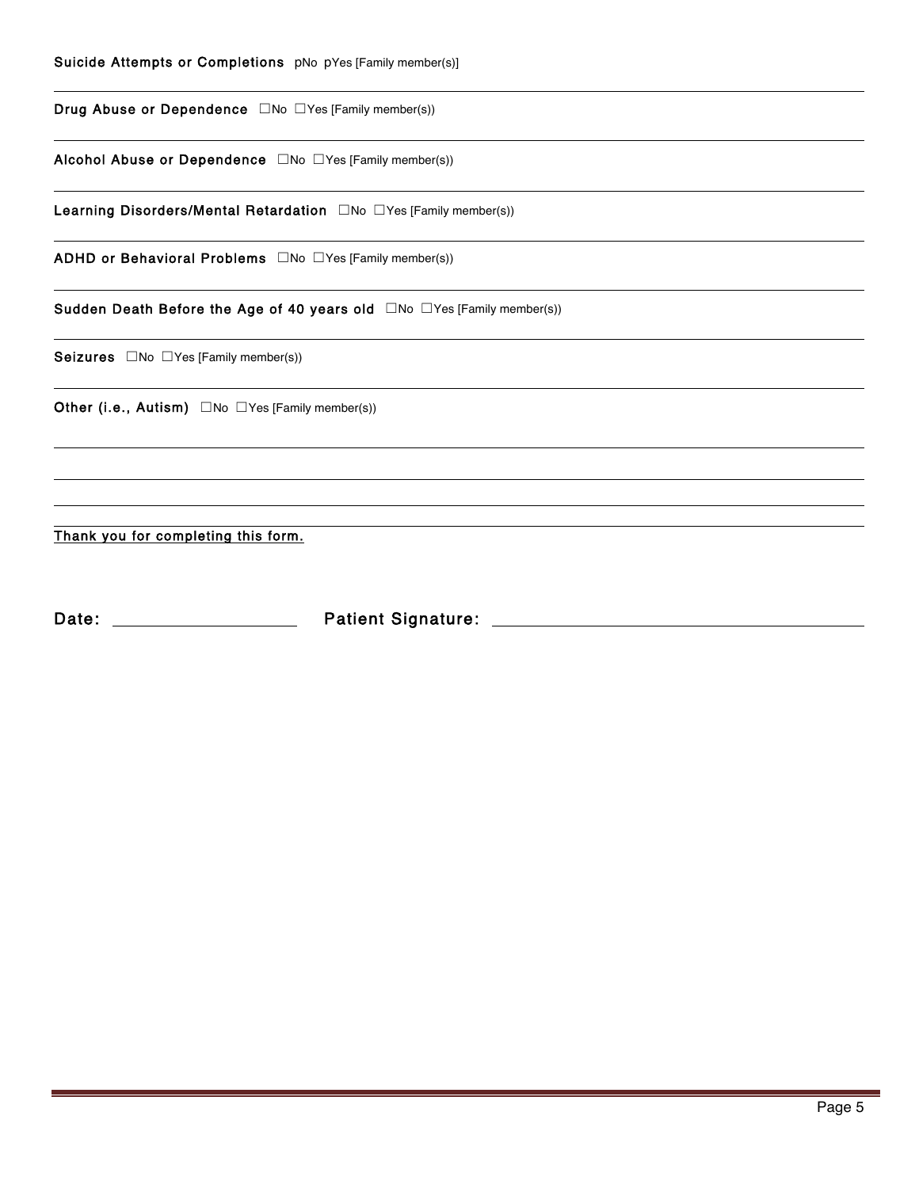**Suicide Attempts or Completions** pNo pYes [Family member(s)]

---

**Drug Abuse or Dependence** ☐No ☐Yes [Family member(s))

---

**Alcohol Abuse or Dependence** ☐No ☐Yes [Family member(s))

---

**Learning Disorders/Mental Retardation** ☐No ☐Yes [Family member(s))

---

**ADHD or Behavioral Problems** ☐No ☐Yes [Family member(s))

---

**Sudden Death Before the Age of 40 years old** ☐No ☐Yes [Family member(s))

---

**Seizures** ☐No ☐Yes [Family member(s))

---

**Other (i.e., Autism)** ☐No ☐Yes [Family member(s))

---

---

---

---

**Thank you for completing this form.**

**Date:** ____________________ **Patient Signature:** ________________________________________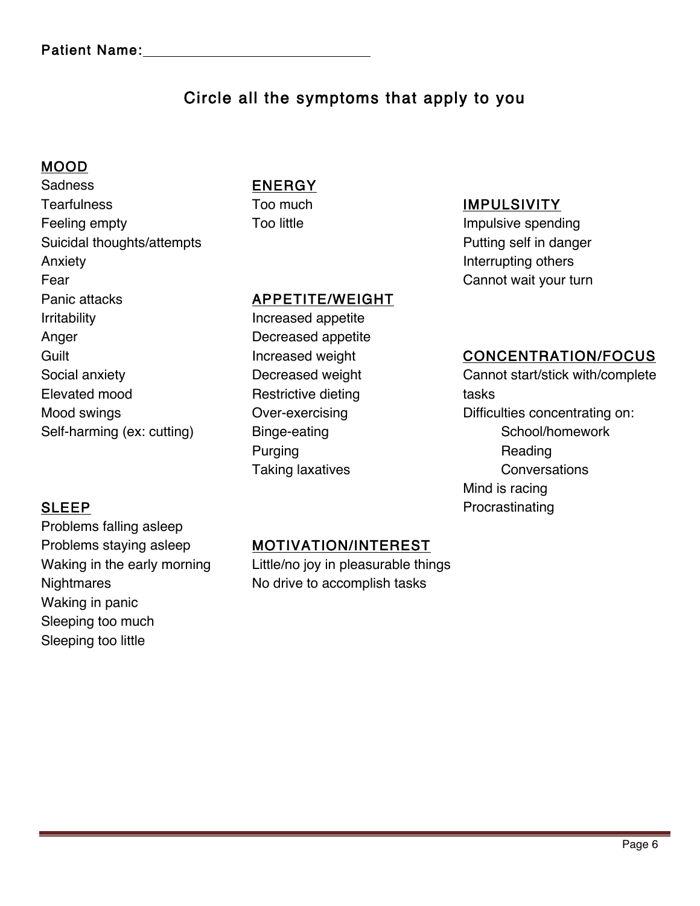Patient Name:_______________________

## Circle all the symptoms that apply to you

### MOOD

Sadness
Tearfulness
Feeling empty
Suicidal thoughts/attempts
Anxiety
Fear
Panic attacks
Irritability
Anger
Guilt
Social anxiety
Elevated mood
Mood swings
Self-harming (ex: cutting)

### SLEEP

Problems falling asleep
Problems staying asleep
Waking in the early morning
Nightmares
Waking in panic
Sleeping too much
Sleeping too little

### ENERGY

Too much
Too little

### APPETITE/WEIGHT

Increased appetite
Decreased appetite
Increased weight
Decreased weight
Restrictive dieting
Over-exercising
Binge-eating
Purging
Taking laxatives

### MOTIVATION/INTEREST

Little/no joy in pleasurable things
No drive to accomplish tasks

### IMPULSIVITY

Impulsive spending
Putting self in danger
Interrupting others
Cannot wait your turn

### CONCENTRATION/FOCUS

Cannot start/stick with/complete tasks
Difficulties concentrating on:
- School/homework
- Reading
- Conversations

Mind is racing
Procrastinating